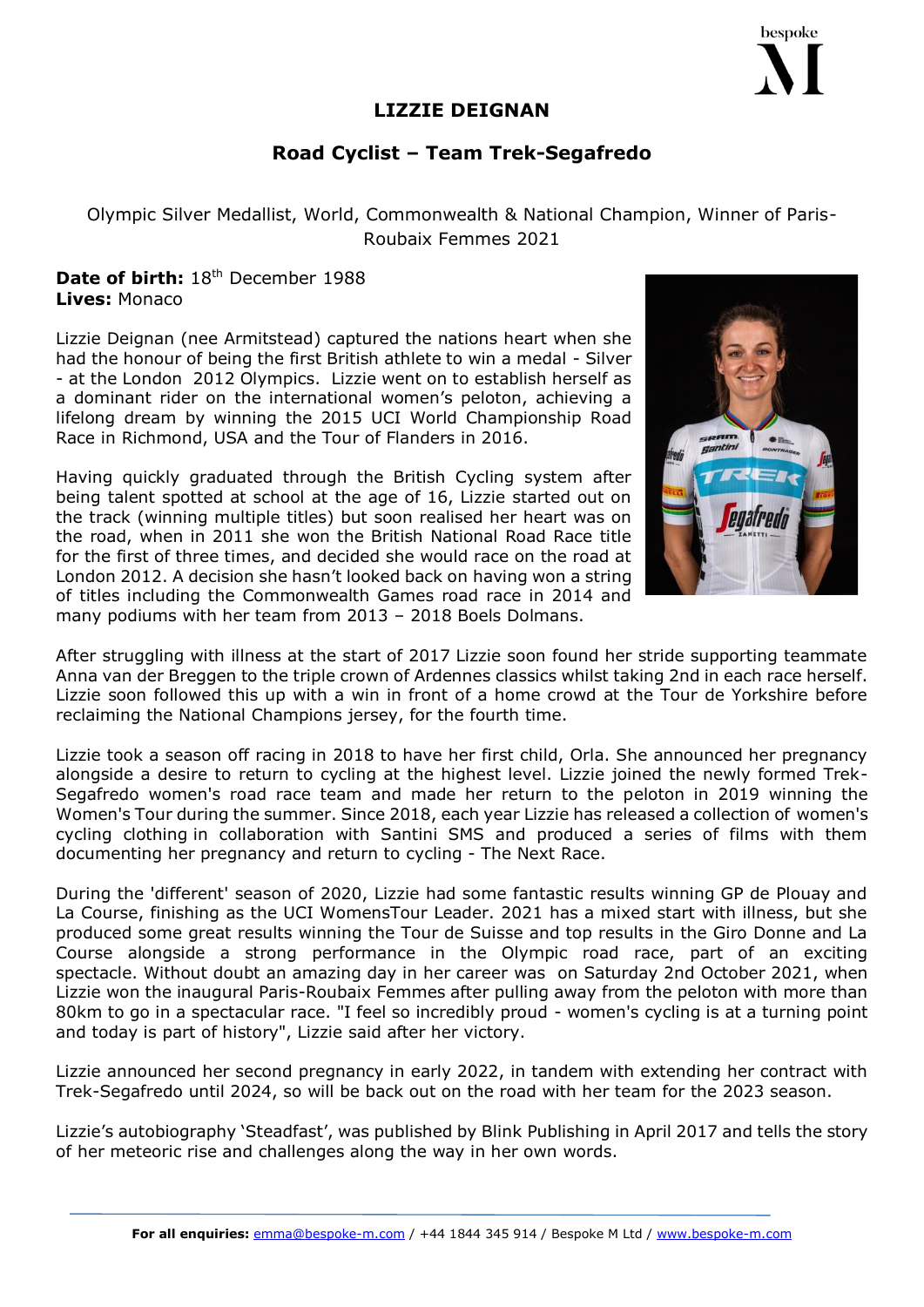# LIZZIE DEIGNAN

## Road Cyclist – Team Trek-Segafredo

Olympic Silver Medallist, World, Commonwealth & National Champion, Winner of Paris-Roubaix Femmes 2021

**Date of birth:** 18th December 1988
**Lives:** Monaco

Lizzie Deignan (nee Armitstead) captured the nations heart when she had the honour of being the first British athlete to win a medal - Silver - at the London 2012 Olympics. Lizzie went on to establish herself as a dominant rider on the international women's peloton, achieving a lifelong dream by winning the 2015 UCI World Championship Road Race in Richmond, USA and the Tour of Flanders in 2016.

Having quickly graduated through the British Cycling system after being talent spotted at school at the age of 16, Lizzie started out on the track (winning multiple titles) but soon realised her heart was on the road, when in 2011 she won the British National Road Race title for the first of three times, and decided she would race on the road at London 2012. A decision she hasn't looked back on having won a string of titles including the Commonwealth Games road race in 2014 and many podiums with her team from 2013 – 2018 Boels Dolmans.

After struggling with illness at the start of 2017 Lizzie soon found her stride supporting teammate Anna van der Breggen to the triple crown of Ardennes classics whilst taking 2nd in each race herself. Lizzie soon followed this up with a win in front of a home crowd at the Tour de Yorkshire before reclaiming the National Champions jersey, for the fourth time.

Lizzie took a season off racing in 2018 to have her first child, Orla. She announced her pregnancy alongside a desire to return to cycling at the highest level. Lizzie joined the newly formed Trek-Segafredo women's road race team and made her return to the peloton in 2019 winning the Women's Tour during the summer. Since 2018, each year Lizzie has released a collection of women's cycling clothing in collaboration with Santini SMS and produced a series of films with them documenting her pregnancy and return to cycling - The Next Race.

During the 'different' season of 2020, Lizzie had some fantastic results winning GP de Plouay and La Course, finishing as the UCI WomensTour Leader. 2021 has a mixed start with illness, but she produced some great results winning the Tour de Suisse and top results in the Giro Donne and La Course alongside a strong performance in the Olympic road race, part of an exciting spectacle. Without doubt an amazing day in her career was on Saturday 2nd October 2021, when Lizzie won the inaugural Paris-Roubaix Femmes after pulling away from the peloton with more than 80km to go in a spectacular race. "I feel so incredibly proud - women's cycling is at a turning point and today is part of history", Lizzie said after her victory.

Lizzie announced her second pregnancy in early 2022, in tandem with extending her contract with Trek-Segafredo until 2024, so will be back out on the road with her team for the 2023 season.

Lizzie's autobiography 'Steadfast', was published by Blink Publishing in April 2017 and tells the story of her meteoric rise and challenges along the way in her own words.

**For all enquiries:** emma@bespoke-m.com / +44 1844 345 914 / Bespoke M Ltd / www.bespoke-m.com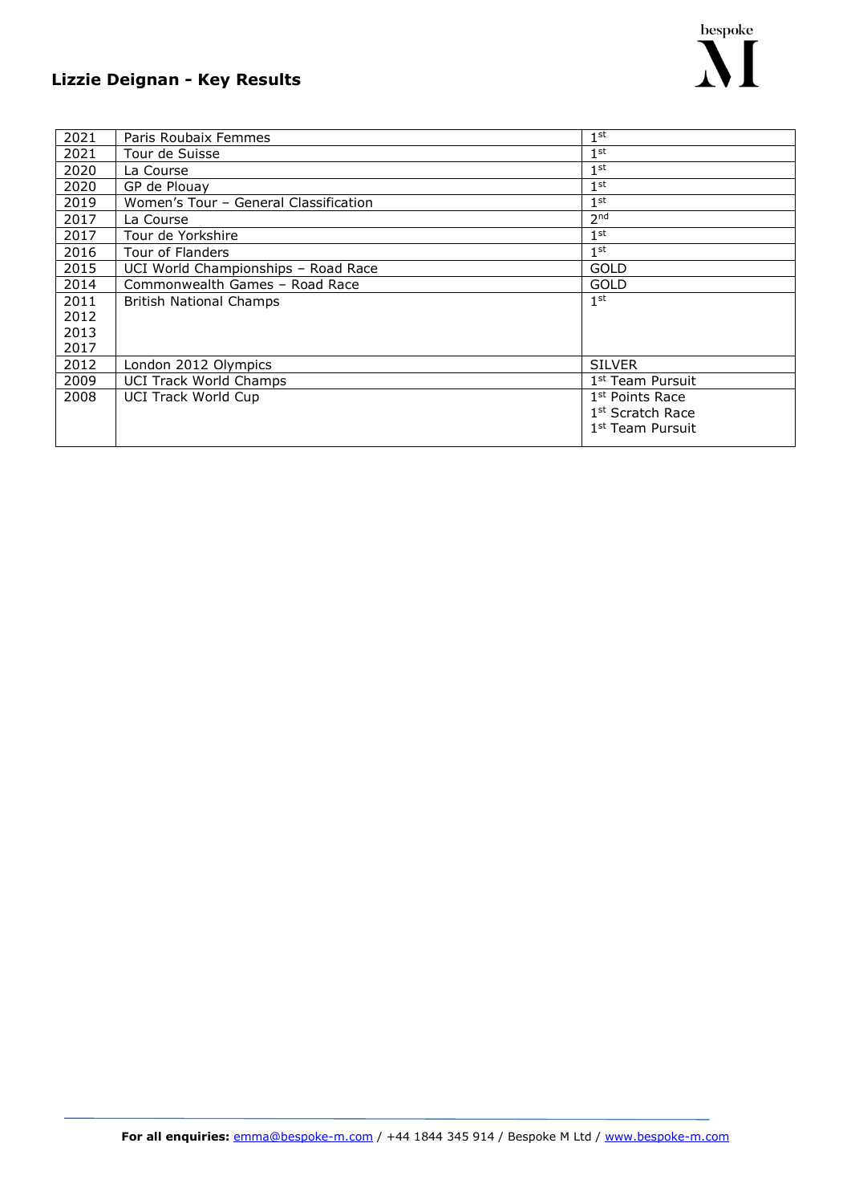# Lizzie Deignan - Key Results

| | | |
|---|---|---|
| 2021 | Paris Roubaix Femmes | 1st |
| 2021 | Tour de Suisse | 1st |
| 2020 | La Course | 1st |
| 2020 | GP de Plouay | 1st |
| 2019 | Women's Tour – General Classification | 1st |
| 2017 | La Course | 2nd |
| 2017 | Tour de Yorkshire | 1st |
| 2016 | Tour of Flanders | 1st |
| 2015 | UCI World Championships – Road Race | GOLD |
| 2014 | Commonwealth Games – Road Race | GOLD |
| 2011<br>2012<br>2013<br>2017 | British National Champs | 1st |
| 2012 | London 2012 Olympics | SILVER |
| 2009 | UCI Track World Champs | 1st Team Pursuit |
| 2008 | UCI Track World Cup | 1st Points Race<br>1st Scratch Race<br>1st Team Pursuit |

**For all enquiries:** emma@bespoke-m.com / +44 1844 345 914 / Bespoke M Ltd / www.bespoke-m.com